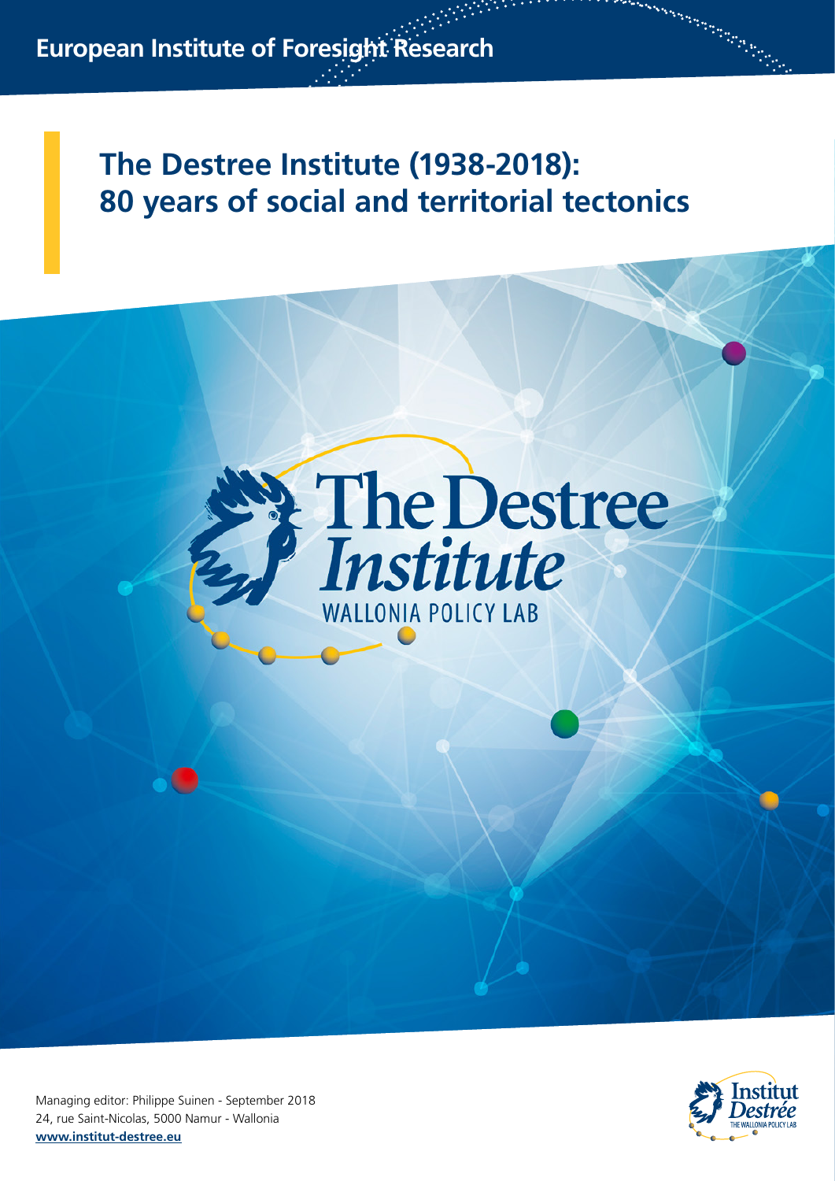European Institute of Foresight Research

# The Destree Institute (1938-2018): 80 years of social and territorial tectonics

The Destree Institute

WALLONIA POLICY LAB

Managing editor: Philippe Suinen - September 2018
24, rue Saint-Nicolas, 5000 Namur - Wallonia
**www.institut-destree.eu**

Institut Destrée
THE WALLONIA POLICY LAB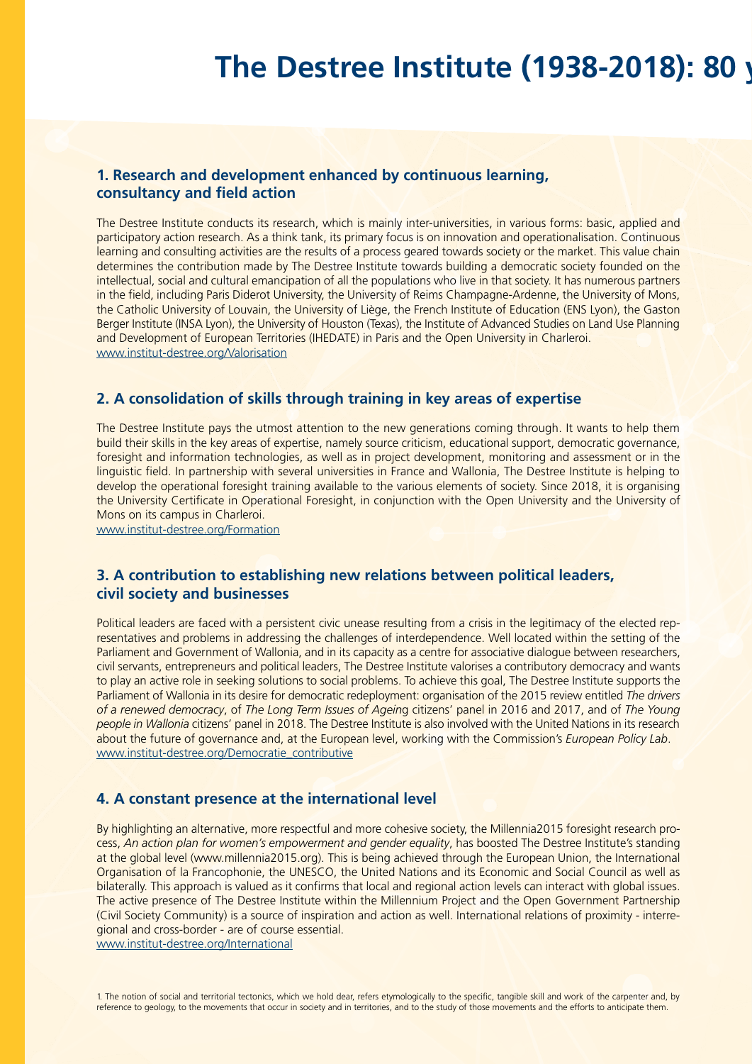# The Destree Institute (1938-2018): 80 y

## 1. Research and development enhanced by continuous learning, consultancy and field action

The Destree Institute conducts its research, which is mainly inter-universities, in various forms: basic, applied and participatory action research. As a think tank, its primary focus is on innovation and operationalisation. Continuous learning and consulting activities are the results of a process geared towards society or the market. This value chain determines the contribution made by The Destree Institute towards building a democratic society founded on the intellectual, social and cultural emancipation of all the populations who live in that society. It has numerous partners in the field, including Paris Diderot University, the University of Reims Champagne-Ardenne, the University of Mons, the Catholic University of Louvain, the University of Liège, the French Institute of Education (ENS Lyon), the Gaston Berger Institute (INSA Lyon), the University of Houston (Texas), the Institute of Advanced Studies on Land Use Planning and Development of European Territories (IHEDATE) in Paris and the Open University in Charleroi.
www.institut-destree.org/Valorisation

## 2. A consolidation of skills through training in key areas of expertise

The Destree Institute pays the utmost attention to the new generations coming through. It wants to help them build their skills in the key areas of expertise, namely source criticism, educational support, democratic governance, foresight and information technologies, as well as in project development, monitoring and assessment or in the linguistic field. In partnership with several universities in France and Wallonia, The Destree Institute is helping to develop the operational foresight training available to the various elements of society. Since 2018, it is organising the University Certificate in Operational Foresight, in conjunction with the Open University and the University of Mons on its campus in Charleroi.
www.institut-destree.org/Formation

## 3. A contribution to establishing new relations between political leaders, civil society and businesses

Political leaders are faced with a persistent civic unease resulting from a crisis in the legitimacy of the elected representatives and problems in addressing the challenges of interdependence. Well located within the setting of the Parliament and Government of Wallonia, and in its capacity as a centre for associative dialogue between researchers, civil servants, entrepreneurs and political leaders, The Destree Institute valorises a contributory democracy and wants to play an active role in seeking solutions to social problems. To achieve this goal, The Destree Institute supports the Parliament of Wallonia in its desire for democratic redeployment: organisation of the 2015 review entitled *The drivers of a renewed democracy*, of *The Long Term Issues of Ageing* citizens' panel in 2016 and 2017, and of *The Young people in Wallonia* citizens' panel in 2018. The Destree Institute is also involved with the United Nations in its research about the future of governance and, at the European level, working with the Commission's *European Policy Lab*.
www.institut-destree.org/Democratie_contributive

## 4. A constant presence at the international level

By highlighting an alternative, more respectful and more cohesive society, the Millennia2015 foresight research process, *An action plan for women's empowerment and gender equality*, has boosted The Destree Institute's standing at the global level (www.millennia2015.org). This is being achieved through the European Union, the International Organisation of la Francophonie, the UNESCO, the United Nations and its Economic and Social Council as well as bilaterally. This approach is valued as it confirms that local and regional action levels can interact with global issues. The active presence of The Destree Institute within the Millennium Project and the Open Government Partnership (Civil Society Community) is a source of inspiration and action as well. International relations of proximity - interregional and cross-border - are of course essential.
www.institut-destree.org/International

1. The notion of social and territorial tectonics, which we hold dear, refers etymologically to the specific, tangible skill and work of the carpenter and, by reference to geology, to the movements that occur in society and in territories, and to the study of those movements and the efforts to anticipate them.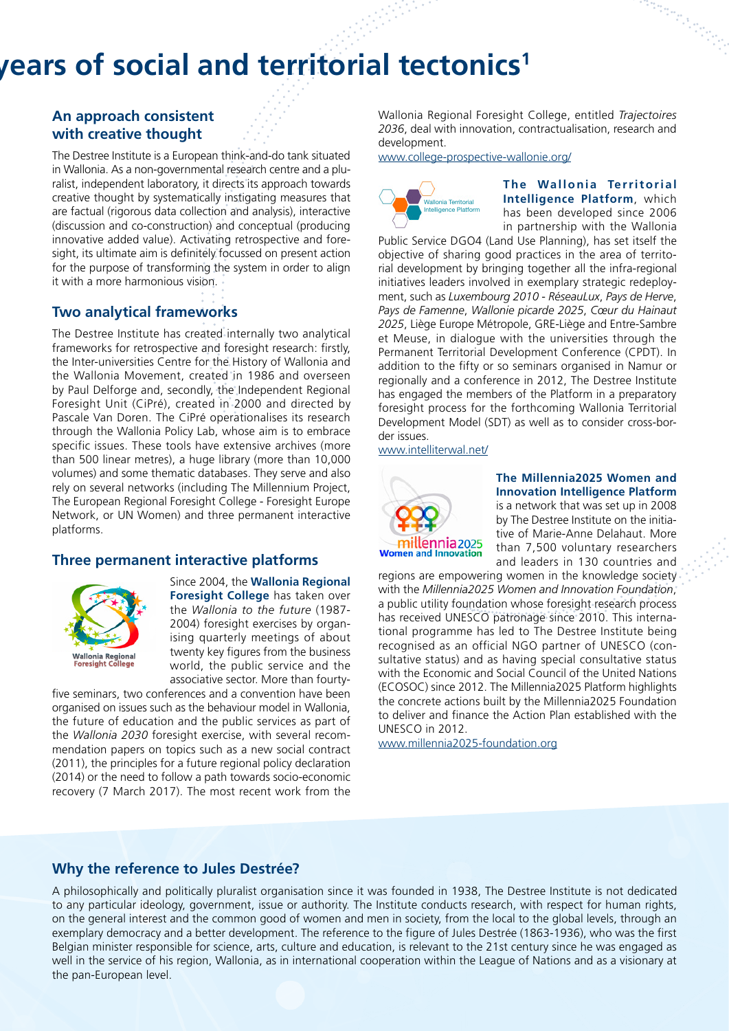# years of social and territorial tectonics[1]

## An approach consistent with creative thought

The Destree Institute is a European think-and-do tank situated in Wallonia. As a non-governmental research centre and a pluralist, independent laboratory, it directs its approach towards creative thought by systematically instigating measures that are factual (rigorous data collection and analysis), interactive (discussion and co-construction) and conceptual (producing innovative added value). Activating retrospective and foresight, its ultimate aim is definitely focussed on present action for the purpose of transforming the system in order to align it with a more harmonious vision.

## Two analytical frameworks

The Destree Institute has created internally two analytical frameworks for retrospective and foresight research: firstly, the Inter-universities Centre for the History of Wallonia and the Wallonia Movement, created in 1986 and overseen by Paul Delforge and, secondly, the Independent Regional Foresight Unit (CiPré), created in 2000 and directed by Pascale Van Doren. The CiPré operationalises its research through the Wallonia Policy Lab, whose aim is to embrace specific issues. These tools have extensive archives (more than 500 linear metres), a huge library (more than 10,000 volumes) and some thematic databases. They serve and also rely on several networks (including The Millennium Project, The European Regional Foresight College - Foresight Europe Network, or UN Women) and three permanent interactive platforms.

## Three permanent interactive platforms

Since 2004, the **Wallonia Regional Foresight College** has taken over the *Wallonia to the future* (1987-2004) foresight exercises by organising quarterly meetings of about twenty key figures from the business world, the public service and the associative sector. More than fourty-five seminars, two conferences and a convention have been organised on issues such as the behaviour model in Wallonia, the future of education and the public services as part of the *Wallonia 2030* foresight exercise, with several recommendation papers on topics such as a new social contract (2011), the principles for a future regional policy declaration (2014) or the need to follow a path towards socio-economic recovery (7 March 2017). The most recent work from the Wallonia Regional Foresight College, entitled *Trajectoires 2036*, deal with innovation, contractualisation, research and development.

www.college-prospective-wallonie.org/

**The Wallonia Territorial Intelligence Platform**, which has been developed since 2006 in partnership with the Wallonia Public Service DGO4 (Land Use Planning), has set itself the objective of sharing good practices in the area of territorial development by bringing together all the infra-regional initiatives leaders involved in exemplary strategic redeployment, such as *Luxembourg 2010 - RéseauLux*, *Pays de Herve*, *Pays de Famenne*, *Wallonie picarde 2025*, *Cœur du Hainaut 2025*, Liège Europe Métropole, GRE-Liège and Entre-Sambre et Meuse, in dialogue with the universities through the Permanent Territorial Development Conference (CPDT). In addition to the fifty or so seminars organised in Namur or regionally and a conference in 2012, The Destree Institute has engaged the members of the Platform in a preparatory foresight process for the forthcoming Wallonia Territorial Development Model (SDT) as well as to consider cross-border issues.

www.intelliterwal.net/

**The Millennia2025 Women and Innovation Intelligence Platform** is a network that was set up in 2008 by The Destree Institute on the initiative of Marie-Anne Delahaut. More than 7,500 voluntary researchers and leaders in 130 countries and regions are empowering women in the knowledge society with the *Millennia2025 Women and Innovation Foundation*, a public utility foundation whose foresight research process has received UNESCO patronage since 2010. This international programme has led to The Destree Institute being recognised as an official NGO partner of UNESCO (consultative status) and as having special consultative status with the Economic and Social Council of the United Nations (ECOSOC) since 2012. The Millennia2025 Platform highlights the concrete actions built by the Millennia2025 Foundation to deliver and finance the Action Plan established with the UNESCO in 2012.

www.millennia2025-foundation.org

## Why the reference to Jules Destrée?

A philosophically and politically pluralist organisation since it was founded in 1938, The Destree Institute is not dedicated to any particular ideology, government, issue or authority. The Institute conducts research, with respect for human rights, on the general interest and the common good of women and men in society, from the local to the global levels, through an exemplary democracy and a better development. The reference to the figure of Jules Destrée (1863-1936), who was the first Belgian minister responsible for science, arts, culture and education, is relevant to the 21st century since he was engaged as well in the service of his region, Wallonia, as in international cooperation within the League of Nations and as a visionary at the pan-European level.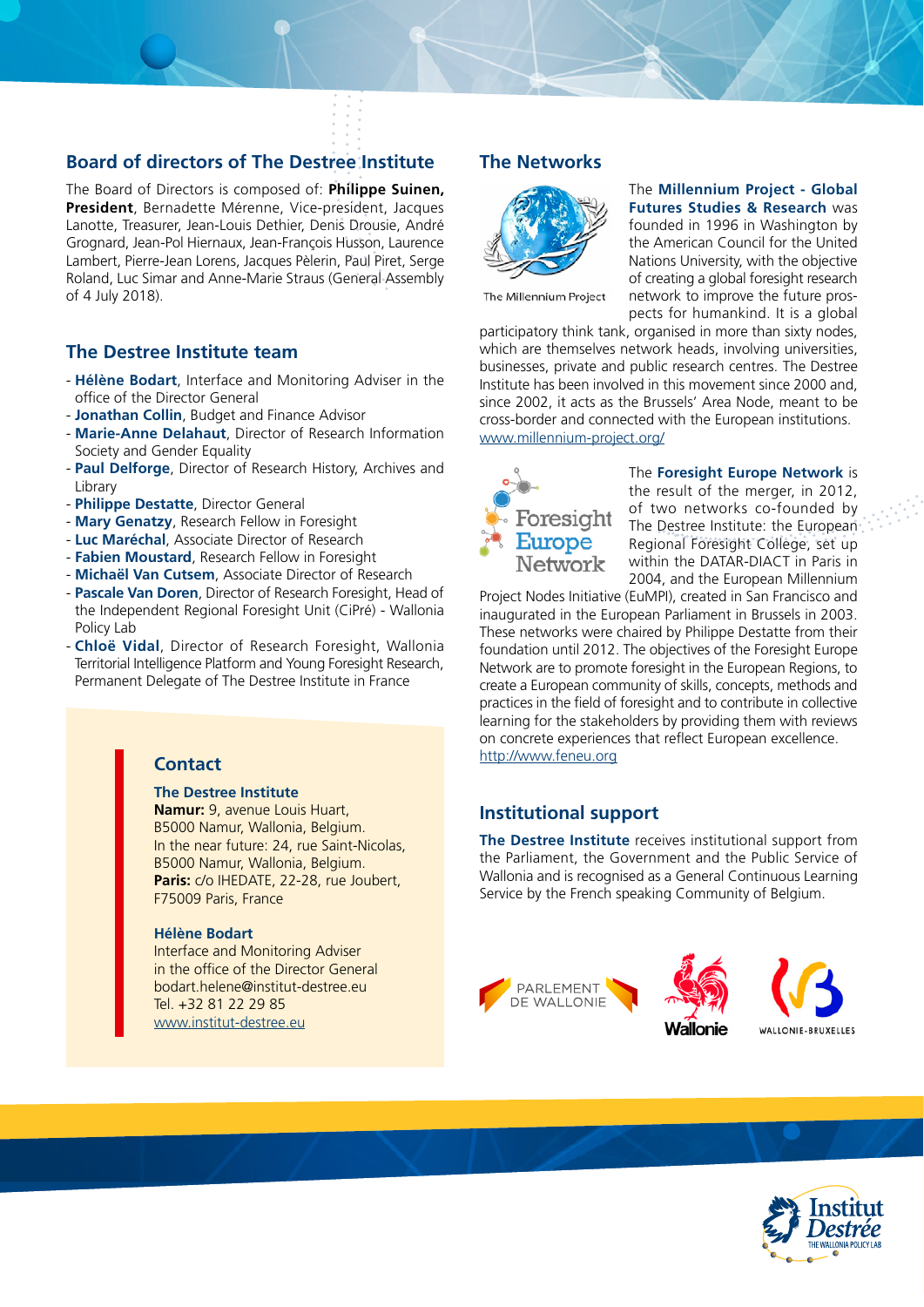## Board of directors of The Destree Institute

The Board of Directors is composed of: **Philippe Suinen, President**, Bernadette Mérenne, Vice-president, Jacques Lanotte, Treasurer, Jean-Louis Dethier, Denis Drousie, André Grognard, Jean-Pol Hiernaux, Jean-François Husson, Laurence Lambert, Pierre-Jean Lorens, Jacques Pèlerin, Paul Piret, Serge Roland, Luc Simar and Anne-Marie Straus (General Assembly of 4 July 2018).

## The Destree Institute team

- **Hélène Bodart**, Interface and Monitoring Adviser in the office of the Director General
- **Jonathan Collin**, Budget and Finance Advisor
- **Marie-Anne Delahaut**, Director of Research Information Society and Gender Equality
- **Paul Delforge**, Director of Research History, Archives and Library
- **Philippe Destatte**, Director General
- **Mary Genatzy**, Research Fellow in Foresight
- **Luc Maréchal**, Associate Director of Research
- **Fabien Moustard**, Research Fellow in Foresight
- **Michaël Van Cutsem**, Associate Director of Research
- **Pascale Van Doren**, Director of Research Foresight, Head of the Independent Regional Foresight Unit (CiPré) - Wallonia Policy Lab
- **Chloë Vidal**, Director of Research Foresight, Wallonia Territorial Intelligence Platform and Young Foresight Research, Permanent Delegate of The Destree Institute in France

## Contact

**The Destree Institute**
**Namur:** 9, avenue Louis Huart, B5000 Namur, Wallonia, Belgium.
In the near future: 24, rue Saint-Nicolas, B5000 Namur, Wallonia, Belgium.
**Paris:** c/o IHEDATE, 22-28, rue Joubert, F75009 Paris, France

**Hélène Bodart**
Interface and Monitoring Adviser
in the office of the Director General
bodart.helene@institut-destree.eu
Tel. +32 81 22 29 85
www.institut-destree.eu

## The Networks

The Millennium Project

The **Millennium Project - Global Futures Studies & Research** was founded in 1996 in Washington by the American Council for the United Nations University, with the objective of creating a global foresight research network to improve the future prospects for humankind. It is a global participatory think tank, organised in more than sixty nodes, which are themselves network heads, involving universities, businesses, private and public research centres. The Destree Institute has been involved in this movement since 2000 and, since 2002, it acts as the Brussels' Area Node, meant to be cross-border and connected with the European institutions.
www.millennium-project.org/

Foresight Europe Network

The **Foresight Europe Network** is the result of the merger, in 2012, of two networks co-founded by The Destree Institute: the European Regional Foresight College, set up within the DATAR-DIACT in Paris in 2004, and the European Millennium Project Nodes Initiative (EuMPI), created in San Francisco and inaugurated in the European Parliament in Brussels in 2003. These networks were chaired by Philippe Destatte from their foundation until 2012. The objectives of the Foresight Europe Network are to promote foresight in the European Regions, to create a European community of skills, concepts, methods and practices in the field of foresight and to contribute in collective learning for the stakeholders by providing them with reviews on concrete experiences that reflect European excellence.
http://www.feneu.org

## Institutional support

**The Destree Institute** receives institutional support from the Parliament, the Government and the Public Service of Wallonia and is recognised as a General Continuous Learning Service by the French speaking Community of Belgium.

PARLEMENT DE WALLONIE

Wallonie

WALLONIE-BRUXELLES

Institut Destrée
THE WALLONIA POLICY LAB